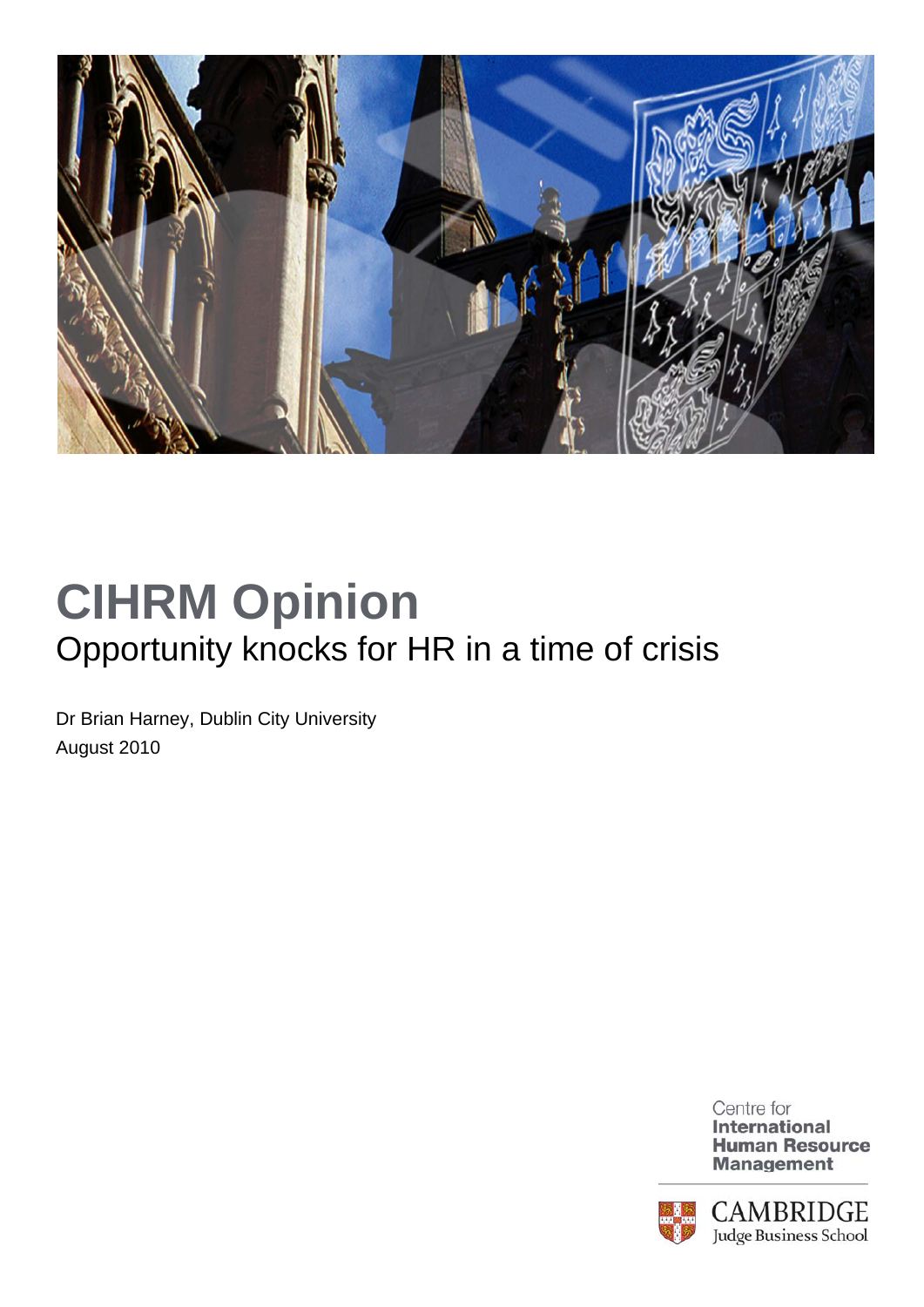# CIHRM Opinion

## Opportunity knocks for HR in a time of crisis

Dr Brian Harney, Dublin City University

August 2010

Centre for **International Human Resource Management**

CAMBRIDGE
Judge Business School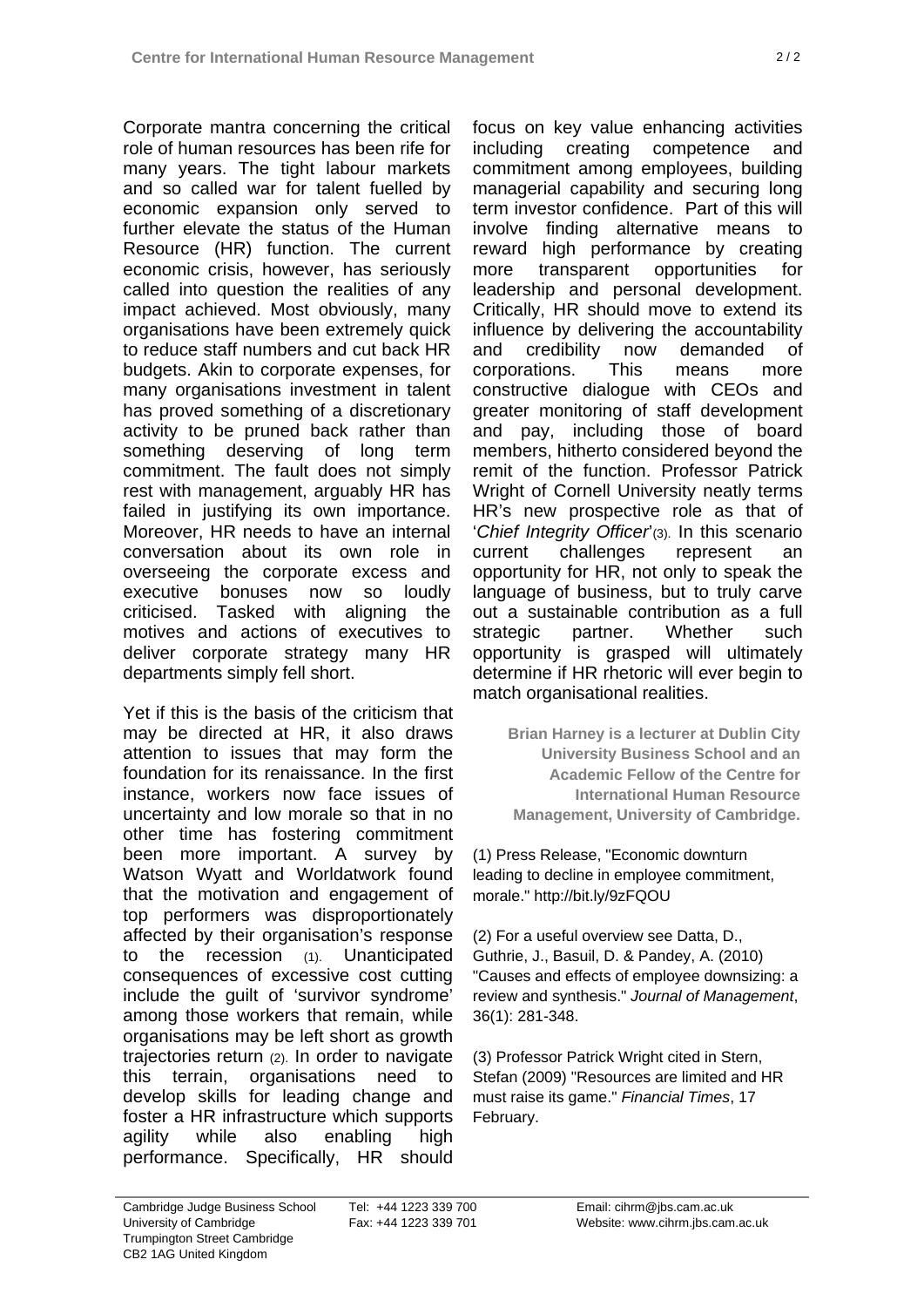Corporate mantra concerning the critical role of human resources has been rife for many years. The tight labour markets and so called war for talent fuelled by economic expansion only served to further elevate the status of the Human Resource (HR) function. The current economic crisis, however, has seriously called into question the realities of any impact achieved. Most obviously, many organisations have been extremely quick to reduce staff numbers and cut back HR budgets. Akin to corporate expenses, for many organisations investment in talent has proved something of a discretionary activity to be pruned back rather than something deserving of long term commitment. The fault does not simply rest with management, arguably HR has failed in justifying its own importance. Moreover, HR needs to have an internal conversation about its own role in overseeing the corporate excess and executive bonuses now so loudly criticised. Tasked with aligning the motives and actions of executives to deliver corporate strategy many HR departments simply fell short.

Yet if this is the basis of the criticism that may be directed at HR, it also draws attention to issues that may form the foundation for its renaissance. In the first instance, workers now face issues of uncertainty and low morale so that in no other time has fostering commitment been more important. A survey by Watson Wyatt and Worldatwork found that the motivation and engagement of top performers was disproportionately affected by their organisation's response to the recession (1). Unanticipated consequences of excessive cost cutting include the guilt of 'survivor syndrome' among those workers that remain, while organisations may be left short as growth trajectories return (2). In order to navigate this terrain, organisations need to develop skills for leading change and foster a HR infrastructure which supports agility while also enabling high performance. Specifically, HR should focus on key value enhancing activities including creating competence and commitment among employees, building managerial capability and securing long term investor confidence. Part of this will involve finding alternative means to reward high performance by creating more transparent opportunities for leadership and personal development. Critically, HR should move to extend its influence by delivering the accountability and credibility now demanded of corporations. This means more constructive dialogue with CEOs and greater monitoring of staff development and pay, including those of board members, hitherto considered beyond the remit of the function. Professor Patrick Wright of Cornell University neatly terms HR's new prospective role as that of '*Chief Integrity Officer*'(3). In this scenario current challenges represent an opportunity for HR, not only to speak the language of business, but to truly carve out a sustainable contribution as a full strategic partner. Whether such opportunity is grasped will ultimately determine if HR rhetoric will ever begin to match organisational realities.

**Brian Harney is a lecturer at Dublin City University Business School and an Academic Fellow of the Centre for International Human Resource Management, University of Cambridge.**

(1) Press Release, "Economic downturn leading to decline in employee commitment, morale." http://bit.ly/9zFQOU

(2) For a useful overview see Datta, D., Guthrie, J., Basuil, D. & Pandey, A. (2010) "Causes and effects of employee downsizing: a review and synthesis." *Journal of Management*, 36(1): 281-348.

(3) Professor Patrick Wright cited in Stern, Stefan (2009) "Resources are limited and HR must raise its game." *Financial Times*, 17 February.